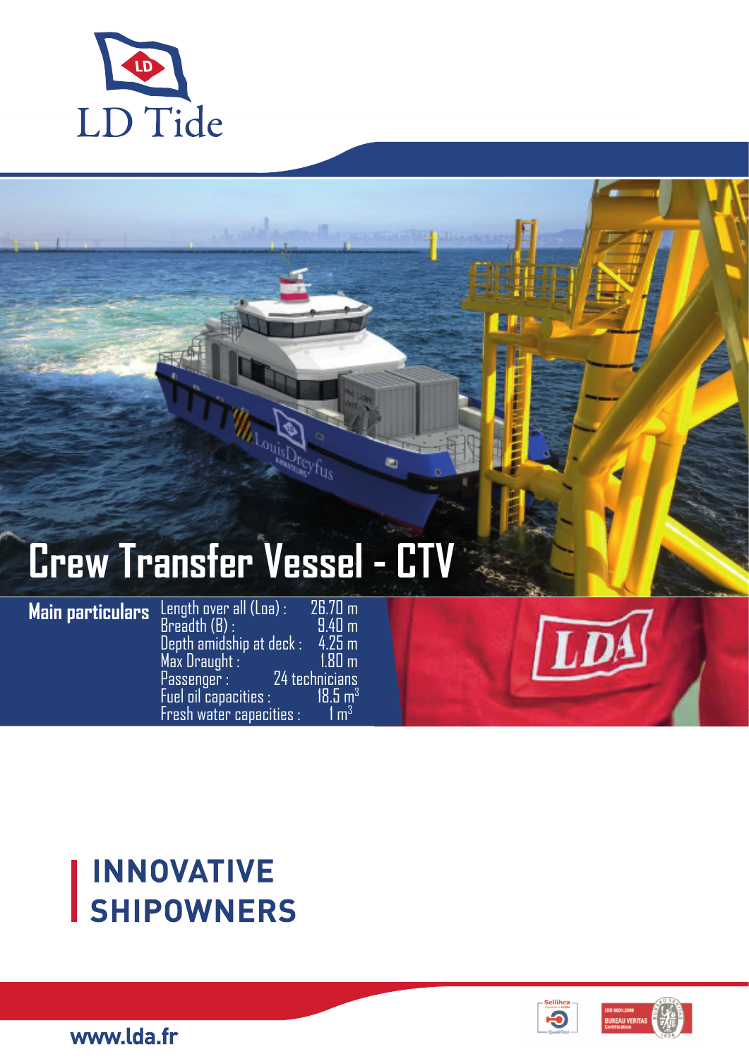LD Tide

# Crew Transfer Vessel - CTV

## Main particulars

| | |
|---|---|
| Length over all (Loa) : | 26.70 m |
| Breadth (B) : | 9.40 m |
| Depth amidship at deck : | 4.25 m |
| Max Draught : | 1.80 m |
| Passenger : | 24 technicians |
| Fuel oil capacities : | 18.5 $m^3$ |
| Fresh water capacities : | 1 $m^3$ |

**INNOVATIVE SHIPOWNERS**

www.lda.fr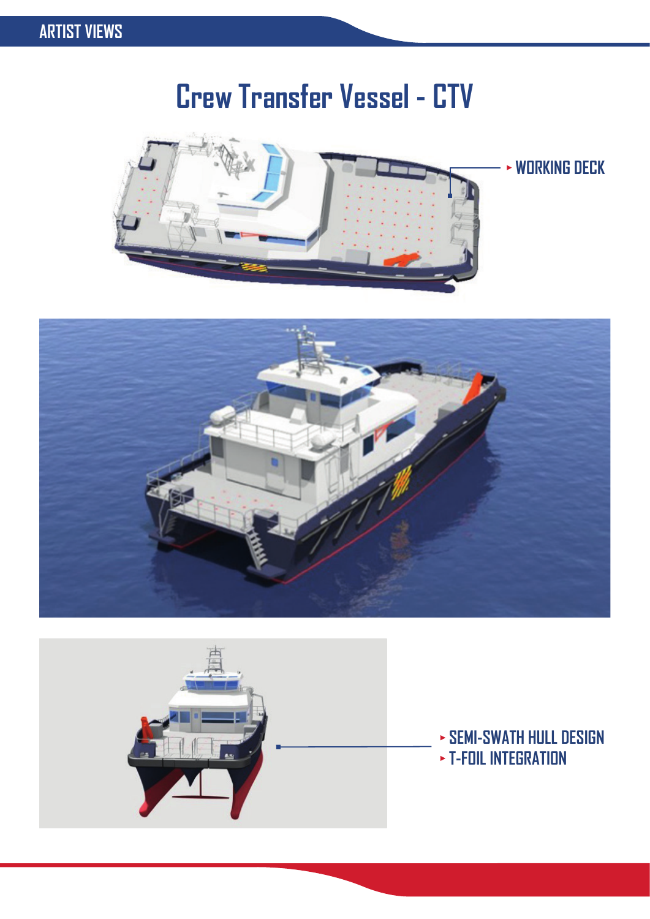ARTIST VIEWS

# Crew Transfer Vessel - CTV

- WORKING DECK

- SEMI-SWATH HULL DESIGN
- T-FOIL INTEGRATION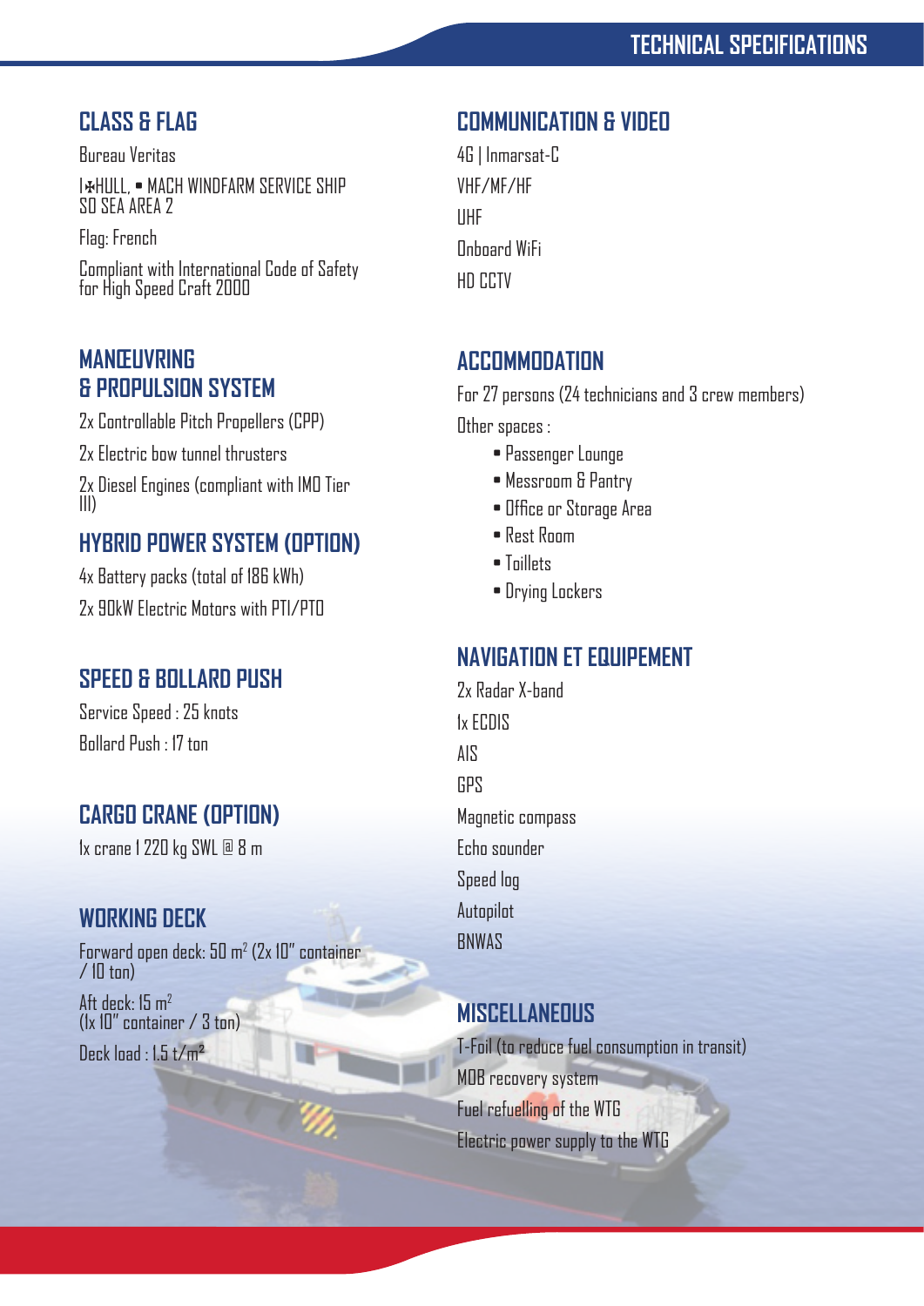# TECHNICAL SPECIFICATIONS

## CLASS & FLAG

Bureau Veritas

I✠HULL, • MACH WINDFARM SERVICE SHIP SD SEA AREA 2

Flag: French

Compliant with International Code of Safety for High Speed Craft 2000

## MANŒUVRING & PROPULSION SYSTEM

2x Controllable Pitch Propellers (CPP)

2x Electric bow tunnel thrusters

2x Diesel Engines (compliant with IMO Tier III)

## HYBRID POWER SYSTEM (OPTION)

4x Battery packs (total of 186 kWh)

2x 90kW Electric Motors with PTI/PTO

## SPEED & BOLLARD PUSH

Service Speed : 25 knots

Bollard Push : 17 ton

## CARGO CRANE (OPTION)

1x crane 1 220 kg SWL @ 8 m

## WORKING DECK

Forward open deck: 50 m² (2x 10" container / 10 ton)

Aft deck: 15 m² (1x 10" container / 3 ton)

Deck load : 1,5 t/m²

## COMMUNICATION & VIDEO

4G | Inmarsat-C

VHF/MF/HF

UHF

Onboard WiFi

HD CCTV

## ACCOMMODATION

For 27 persons (24 technicians and 3 crew members)

Other spaces :

- Passenger Lounge
- Messroom & Pantry
- Office or Storage Area
- Rest Room
- Toillets
- Drying Lockers

## NAVIGATION ET EQUIPEMENT

2x Radar X-band

1x ECDIS

AIS

GPS

Magnetic compass

Echo sounder

Speed log

Autopilot

BNWAS

## MISCELLANEOUS

T-Foil (to reduce fuel consumption in transit)

MOB recovery system

Fuel refuelling of the WTG

Electric power supply to the WTG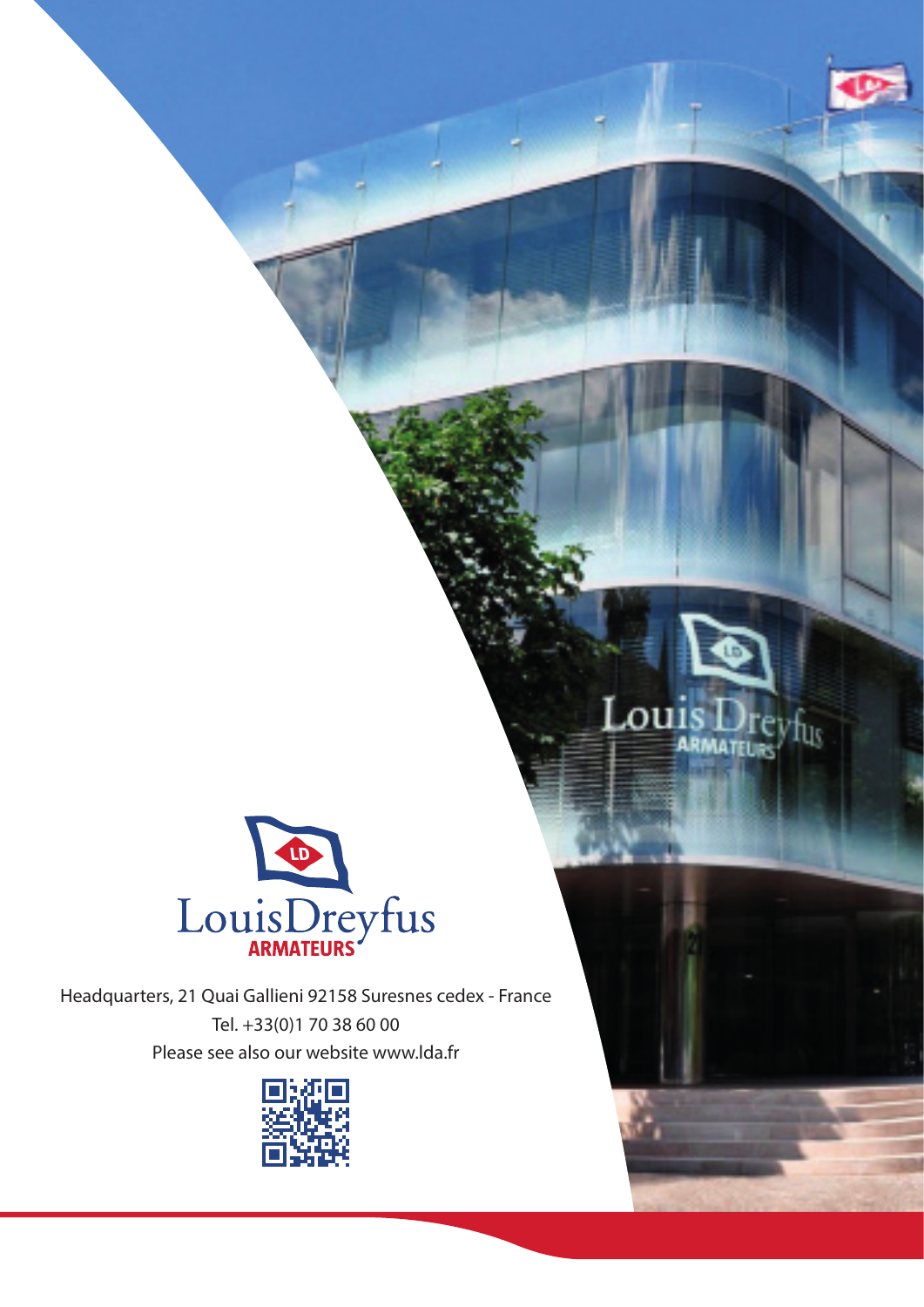LouisDreyfus
ARMATEURS

Headquarters, 21 Quai Gallieni 92158 Suresnes cedex - France

Tel. +33(0)1 70 38 60 00

Please see also our website www.lda.fr